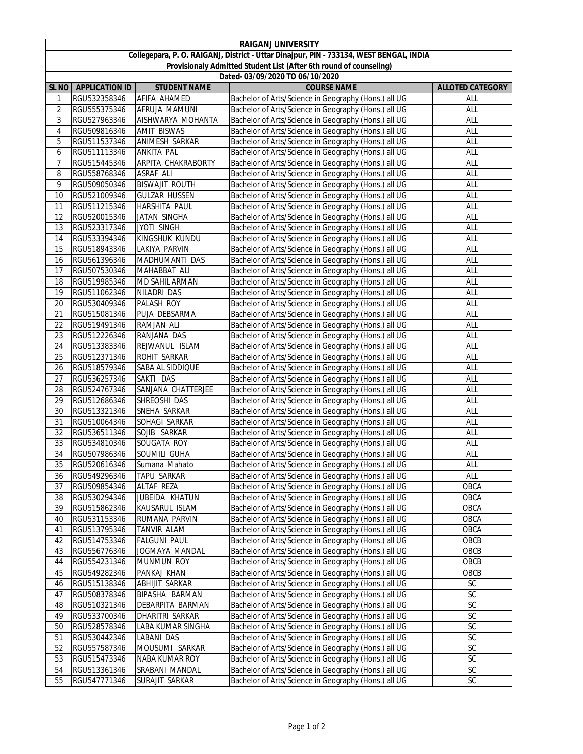# RAIGANJ UNIVERSITY

**Collegepara, P. O. RAIGANJ, District - Uttar Dinajpur, PIN - 733134, WEST BENGAL, INDIA**

**Provisionaly Admitted Student List (After 6th round of counseling)**

**Dated- 03/09/2020 TO 06/10/2020**

| SL NO | APPLICATION ID | STUDENT NAME | COURSE NAME | ALLOTED CATEGORY |
|---|---|---|---|---|
| 1 | RGU532358346 | AFIFA AHAMED | Bachelor of Arts/Science in Geography (Hons.) all UG | ALL |
| 2 | RGU555375346 | AFRUJA MAMUNI | Bachelor of Arts/Science in Geography (Hons.) all UG | ALL |
| 3 | RGU527963346 | AISHWARYA MOHANTA | Bachelor of Arts/Science in Geography (Hons.) all UG | ALL |
| 4 | RGU509816346 | AMIT BISWAS | Bachelor of Arts/Science in Geography (Hons.) all UG | ALL |
| 5 | RGU511537346 | ANIMESH SARKAR | Bachelor of Arts/Science in Geography (Hons.) all UG | ALL |
| 6 | RGU511113346 | ANKITA PAL | Bachelor of Arts/Science in Geography (Hons.) all UG | ALL |
| 7 | RGU515445346 | ARPITA CHAKRABORTY | Bachelor of Arts/Science in Geography (Hons.) all UG | ALL |
| 8 | RGU558768346 | ASRAF ALI | Bachelor of Arts/Science in Geography (Hons.) all UG | ALL |
| 9 | RGU509050346 | BISWAJIT ROUTH | Bachelor of Arts/Science in Geography (Hons.) all UG | ALL |
| 10 | RGU521009346 | GULZAR HUSSEN | Bachelor of Arts/Science in Geography (Hons.) all UG | ALL |
| 11 | RGU511215346 | HARSHITA PAUL | Bachelor of Arts/Science in Geography (Hons.) all UG | ALL |
| 12 | RGU520015346 | JATAN SINGHA | Bachelor of Arts/Science in Geography (Hons.) all UG | ALL |
| 13 | RGU523317346 | JYOTI SINGH | Bachelor of Arts/Science in Geography (Hons.) all UG | ALL |
| 14 | RGU533394346 | KINGSHUK KUNDU | Bachelor of Arts/Science in Geography (Hons.) all UG | ALL |
| 15 | RGU518943346 | LAKIYA PARVIN | Bachelor of Arts/Science in Geography (Hons.) all UG | ALL |
| 16 | RGU561396346 | MADHUMANTI DAS | Bachelor of Arts/Science in Geography (Hons.) all UG | ALL |
| 17 | RGU507530346 | MAHABBAT ALI | Bachelor of Arts/Science in Geography (Hons.) all UG | ALL |
| 18 | RGU519985346 | MD SAHIL ARMAN | Bachelor of Arts/Science in Geography (Hons.) all UG | ALL |
| 19 | RGU511062346 | NILADRI DAS | Bachelor of Arts/Science in Geography (Hons.) all UG | ALL |
| 20 | RGU530409346 | PALASH ROY | Bachelor of Arts/Science in Geography (Hons.) all UG | ALL |
| 21 | RGU515081346 | PUJA DEBSARMA | Bachelor of Arts/Science in Geography (Hons.) all UG | ALL |
| 22 | RGU519491346 | RAMJAN ALI | Bachelor of Arts/Science in Geography (Hons.) all UG | ALL |
| 23 | RGU512226346 | RANJANA DAS | Bachelor of Arts/Science in Geography (Hons.) all UG | ALL |
| 24 | RGU513383346 | REJWANUL ISLAM | Bachelor of Arts/Science in Geography (Hons.) all UG | ALL |
| 25 | RGU512371346 | ROHIT SARKAR | Bachelor of Arts/Science in Geography (Hons.) all UG | ALL |
| 26 | RGU518579346 | SABA AL SIDDIQUE | Bachelor of Arts/Science in Geography (Hons.) all UG | ALL |
| 27 | RGU536257346 | SAKTI DAS | Bachelor of Arts/Science in Geography (Hons.) all UG | ALL |
| 28 | RGU524767346 | SANJANA CHATTERJEE | Bachelor of Arts/Science in Geography (Hons.) all UG | ALL |
| 29 | RGU512686346 | SHREOSHI DAS | Bachelor of Arts/Science in Geography (Hons.) all UG | ALL |
| 30 | RGU513321346 | SNEHA SARKAR | Bachelor of Arts/Science in Geography (Hons.) all UG | ALL |
| 31 | RGU510064346 | SOHAGI SARKAR | Bachelor of Arts/Science in Geography (Hons.) all UG | ALL |
| 32 | RGU536511346 | SOJIB SARKAR | Bachelor of Arts/Science in Geography (Hons.) all UG | ALL |
| 33 | RGU534810346 | SOUGATA ROY | Bachelor of Arts/Science in Geography (Hons.) all UG | ALL |
| 34 | RGU507986346 | SOUMILI GUHA | Bachelor of Arts/Science in Geography (Hons.) all UG | ALL |
| 35 | RGU520616346 | Sumana Mahato | Bachelor of Arts/Science in Geography (Hons.) all UG | ALL |
| 36 | RGU549296346 | TAPU SARKAR | Bachelor of Arts/Science in Geography (Hons.) all UG | ALL |
| 37 | RGU509854346 | ALTAF REZA | Bachelor of Arts/Science in Geography (Hons.) all UG | OBCA |
| 38 | RGU530294346 | JUBEIDA KHATUN | Bachelor of Arts/Science in Geography (Hons.) all UG | OBCA |
| 39 | RGU515862346 | KAUSARUL ISLAM | Bachelor of Arts/Science in Geography (Hons.) all UG | OBCA |
| 40 | RGU531153346 | RUMANA PARVIN | Bachelor of Arts/Science in Geography (Hons.) all UG | OBCA |
| 41 | RGU513795346 | TANVIR ALAM | Bachelor of Arts/Science in Geography (Hons.) all UG | OBCA |
| 42 | RGU514753346 | FALGUNI PAUL | Bachelor of Arts/Science in Geography (Hons.) all UG | OBCB |
| 43 | RGU556776346 | JOGMAYA MANDAL | Bachelor of Arts/Science in Geography (Hons.) all UG | OBCB |
| 44 | RGU554231346 | MUNMUN ROY | Bachelor of Arts/Science in Geography (Hons.) all UG | OBCB |
| 45 | RGU549282346 | PANKAJ KHAN | Bachelor of Arts/Science in Geography (Hons.) all UG | OBCB |
| 46 | RGU515138346 | ABHIJIT SARKAR | Bachelor of Arts/Science in Geography (Hons.) all UG | SC |
| 47 | RGU508378346 | BIPASHA BARMAN | Bachelor of Arts/Science in Geography (Hons.) all UG | SC |
| 48 | RGU510321346 | DEBARPITA BARMAN | Bachelor of Arts/Science in Geography (Hons.) all UG | SC |
| 49 | RGU533700346 | DHARITRI SARKAR | Bachelor of Arts/Science in Geography (Hons.) all UG | SC |
| 50 | RGU528578346 | LABA KUMAR SINGHA | Bachelor of Arts/Science in Geography (Hons.) all UG | SC |
| 51 | RGU530442346 | LABANI DAS | Bachelor of Arts/Science in Geography (Hons.) all UG | SC |
| 52 | RGU557587346 | MOUSUMI SARKAR | Bachelor of Arts/Science in Geography (Hons.) all UG | SC |
| 53 | RGU515473346 | NABA KUMAR ROY | Bachelor of Arts/Science in Geography (Hons.) all UG | SC |
| 54 | RGU513361346 | SRABANI MANDAL | Bachelor of Arts/Science in Geography (Hons.) all UG | SC |
| 55 | RGU547771346 | SURAJIT SARKAR | Bachelor of Arts/Science in Geography (Hons.) all UG | SC |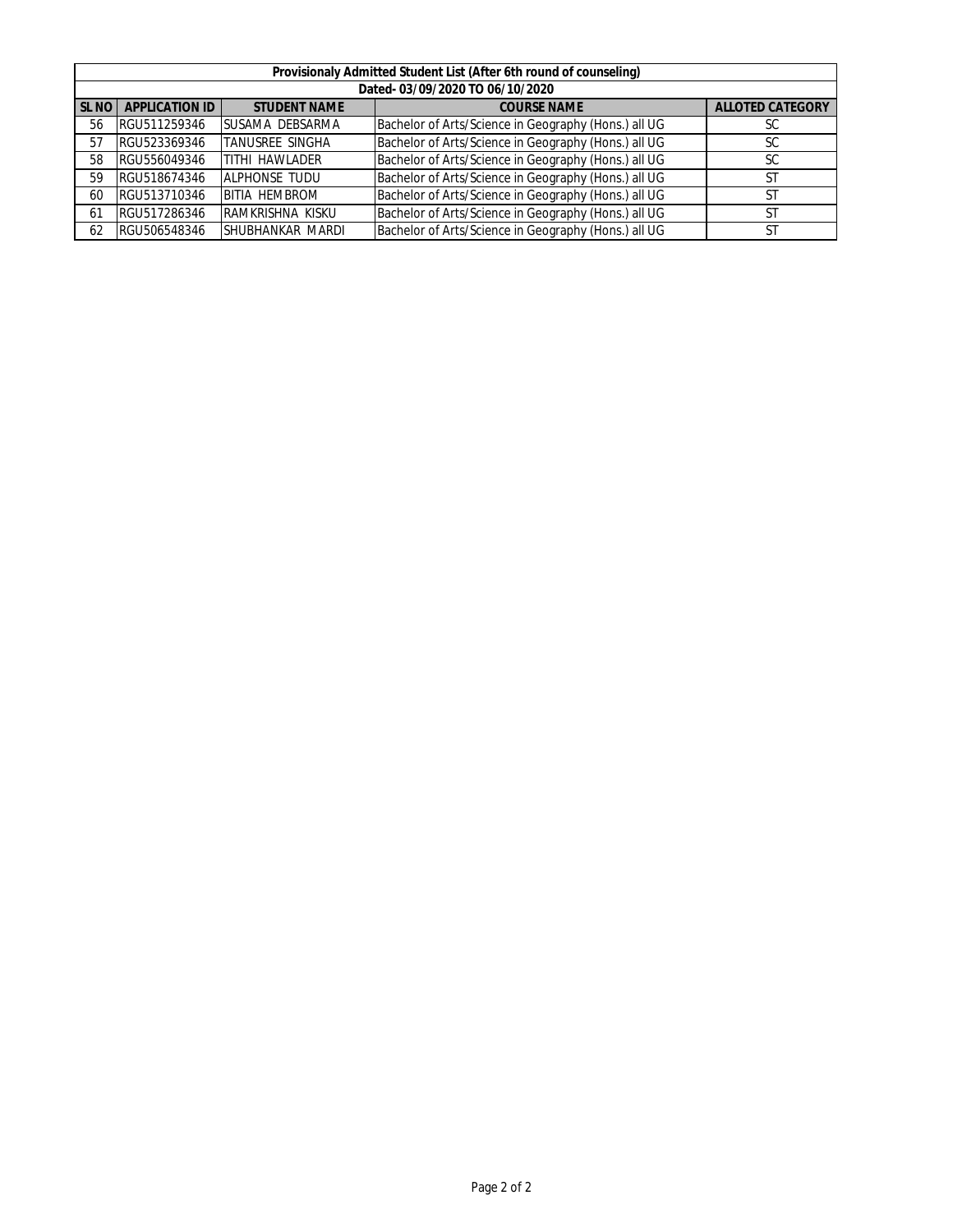| Provisionaly Admitted Student List (After 6th round of counseling) | | | | |
|---|---|---|---|---|
| Dated- 03/09/2020 TO 06/10/2020 | | | | |
| **SL NO** | **APPLICATION ID** | **STUDENT NAME** | **COURSE NAME** | **ALLOTED CATEGORY** |
| 56 | RGU511259346 | SUSAMA DEBSARMA | Bachelor of Arts/Science in Geography (Hons.) all UG | SC |
| 57 | RGU523369346 | TANUSREE SINGHA | Bachelor of Arts/Science in Geography (Hons.) all UG | SC |
| 58 | RGU556049346 | TITHI HAWLADER | Bachelor of Arts/Science in Geography (Hons.) all UG | SC |
| 59 | RGU518674346 | ALPHONSE TUDU | Bachelor of Arts/Science in Geography (Hons.) all UG | ST |
| 60 | RGU513710346 | BITIA HEMBROM | Bachelor of Arts/Science in Geography (Hons.) all UG | ST |
| 61 | RGU517286346 | RAMKRISHNA KISKU | Bachelor of Arts/Science in Geography (Hons.) all UG | ST |
| 62 | RGU506548346 | SHUBHANKAR MARDI | Bachelor of Arts/Science in Geography (Hons.) all UG | ST |